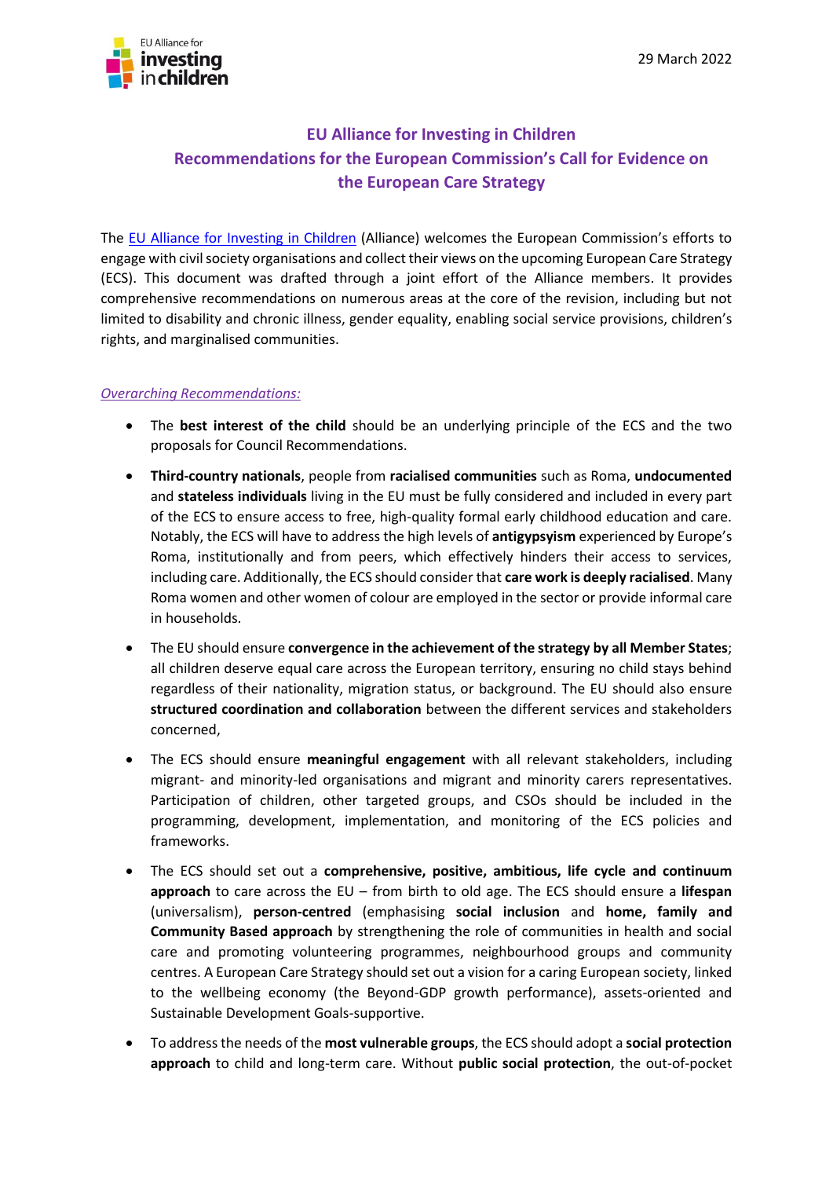29 March 2022

# EU Alliance for Investing in Children
## Recommendations for the European Commission's Call for Evidence on the European Care Strategy

The EU Alliance for Investing in Children (Alliance) welcomes the European Commission's efforts to engage with civil society organisations and collect their views on the upcoming European Care Strategy (ECS). This document was drafted through a joint effort of the Alliance members. It provides comprehensive recommendations on numerous areas at the core of the revision, including but not limited to disability and chronic illness, gender equality, enabling social service provisions, children's rights, and marginalised communities.

*Overarching Recommendations:*

- The **best interest of the child** should be an underlying principle of the ECS and the two proposals for Council Recommendations.
- **Third-country nationals**, people from **racialised communities** such as Roma, **undocumented** and **stateless individuals** living in the EU must be fully considered and included in every part of the ECS to ensure access to free, high-quality formal early childhood education and care. Notably, the ECS will have to address the high levels of **antigypsyism** experienced by Europe's Roma, institutionally and from peers, which effectively hinders their access to services, including care. Additionally, the ECS should consider that **care work is deeply racialised**. Many Roma women and other women of colour are employed in the sector or provide informal care in households.
- The EU should ensure **convergence in the achievement of the strategy by all Member States**; all children deserve equal care across the European territory, ensuring no child stays behind regardless of their nationality, migration status, or background. The EU should also ensure **structured coordination and collaboration** between the different services and stakeholders concerned,
- The ECS should ensure **meaningful engagement** with all relevant stakeholders, including migrant- and minority-led organisations and migrant and minority carers representatives. Participation of children, other targeted groups, and CSOs should be included in the programming, development, implementation, and monitoring of the ECS policies and frameworks.
- The ECS should set out a **comprehensive, positive, ambitious, life cycle and continuum approach** to care across the EU – from birth to old age. The ECS should ensure a **lifespan** (universalism), **person-centred** (emphasising **social inclusion** and **home, family and Community Based approach** by strengthening the role of communities in health and social care and promoting volunteering programmes, neighbourhood groups and community centres. A European Care Strategy should set out a vision for a caring European society, linked to the wellbeing economy (the Beyond-GDP growth performance), assets-oriented and Sustainable Development Goals-supportive.
- To address the needs of the **most vulnerable groups**, the ECS should adopt a **social protection approach** to child and long-term care. Without **public social protection**, the out-of-pocket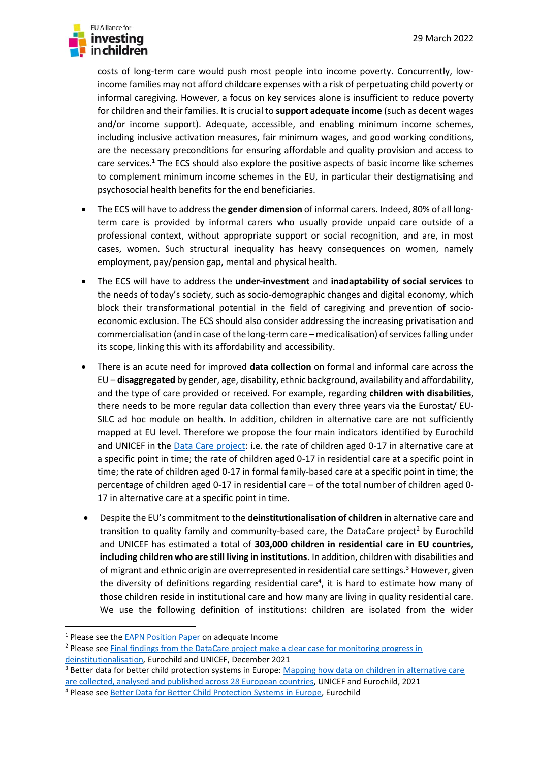costs of long-term care would push most people into income poverty. Concurrently, low-income families may not afford childcare expenses with a risk of perpetuating child poverty or informal caregiving. However, a focus on key services alone is insufficient to reduce poverty for children and their families. It is crucial to **support adequate income** (such as decent wages and/or income support). Adequate, accessible, and enabling minimum income schemes, including inclusive activation measures, fair minimum wages, and good working conditions, are the necessary preconditions for ensuring affordable and quality provision and access to care services.[1] The ECS should also explore the positive aspects of basic income like schemes to complement minimum income schemes in the EU, in particular their destigmatising and psychosocial health benefits for the end beneficiaries.

- The ECS will have to address the **gender dimension** of informal carers. Indeed, 80% of all long-term care is provided by informal carers who usually provide unpaid care outside of a professional context, without appropriate support or social recognition, and are, in most cases, women. Such structural inequality has heavy consequences on women, namely employment, pay/pension gap, mental and physical health.
- The ECS will have to address the **under-investment** and **inadaptability of social services** to the needs of today's society, such as socio-demographic changes and digital economy, which block their transformational potential in the field of caregiving and prevention of socio-economic exclusion. The ECS should also consider addressing the increasing privatisation and commercialisation (and in case of the long-term care – medicalisation) of services falling under its scope, linking this with its affordability and accessibility.
- There is an acute need for improved **data collection** on formal and informal care across the EU – **disaggregated** by gender, age, disability, ethnic background, availability and affordability, and the type of care provided or received. For example, regarding **children with disabilities**, there needs to be more regular data collection than every three years via the Eurostat/ EU-SILC ad hoc module on health. In addition, children in alternative care are not sufficiently mapped at EU level. Therefore we propose the four main indicators identified by Eurochild and UNICEF in the Data Care project: i.e. the rate of children aged 0-17 in alternative care at a specific point in time; the rate of children aged 0-17 in residential care at a specific point in time; the rate of children aged 0-17 in formal family-based care at a specific point in time; the percentage of children aged 0-17 in residential care – of the total number of children aged 0-17 in alternative care at a specific point in time.
- Despite the EU's commitment to the **deinstitutionalisation of children** in alternative care and transition to quality family and community-based care, the DataCare project[2] by Eurochild and UNICEF has estimated a total of **303,000 children in residential care in EU countries, including children who are still living in institutions.** In addition, children with disabilities and of migrant and ethnic origin are overrepresented in residential care settings.[3] However, given the diversity of definitions regarding residential care[4], it is hard to estimate how many of those children reside in institutional care and how many are living in quality residential care. We use the following definition of institutions: children are isolated from the wider

---

[1] Please see the EAPN Position Paper on adequate Income

[2] Please see Final findings from the DataCare project make a clear case for monitoring progress in deinstitutionalisation, Eurochild and UNICEF, December 2021

[3] Better data for better child protection systems in Europe: Mapping how data on children in alternative care are collected, analysed and published across 28 European countries, UNICEF and Eurochild, 2021

[4] Please see Better Data for Better Child Protection Systems in Europe, Eurochild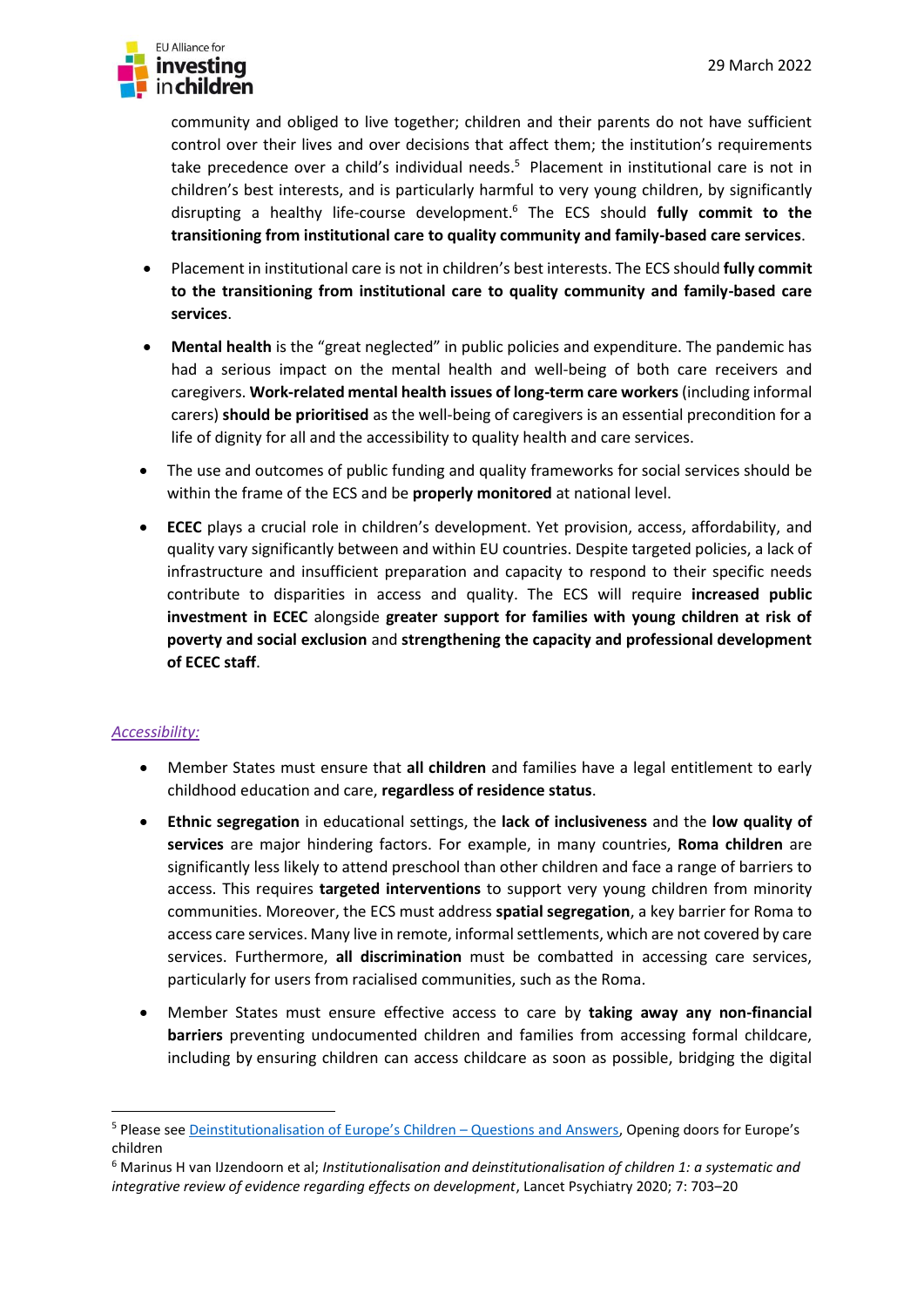community and obliged to live together; children and their parents do not have sufficient control over their lives and over decisions that affect them; the institution's requirements take precedence over a child's individual needs.[5] Placement in institutional care is not in children's best interests, and is particularly harmful to very young children, by significantly disrupting a healthy life-course development.[6] The ECS should **fully commit to the transitioning from institutional care to quality community and family-based care services**.

- Placement in institutional care is not in children's best interests. The ECS should **fully commit to the transitioning from institutional care to quality community and family-based care services**.
- **Mental health** is the "great neglected" in public policies and expenditure. The pandemic has had a serious impact on the mental health and well-being of both care receivers and caregivers. **Work-related mental health issues of long-term care workers** (including informal carers) **should be prioritised** as the well-being of caregivers is an essential precondition for a life of dignity for all and the accessibility to quality health and care services.
- The use and outcomes of public funding and quality frameworks for social services should be within the frame of the ECS and be **properly monitored** at national level.
- **ECEC** plays a crucial role in children's development. Yet provision, access, affordability, and quality vary significantly between and within EU countries. Despite targeted policies, a lack of infrastructure and insufficient preparation and capacity to respond to their specific needs contribute to disparities in access and quality. The ECS will require **increased public investment in ECEC** alongside **greater support for families with young children at risk of poverty and social exclusion** and **strengthening the capacity and professional development of ECEC staff**.

*Accessibility:*

- Member States must ensure that **all children** and families have a legal entitlement to early childhood education and care, **regardless of residence status**.
- **Ethnic segregation** in educational settings, the **lack of inclusiveness** and the **low quality of services** are major hindering factors. For example, in many countries, **Roma children** are significantly less likely to attend preschool than other children and face a range of barriers to access. This requires **targeted interventions** to support very young children from minority communities. Moreover, the ECS must address **spatial segregation**, a key barrier for Roma to access care services. Many live in remote, informal settlements, which are not covered by care services. Furthermore, **all discrimination** must be combatted in accessing care services, particularly for users from racialised communities, such as the Roma.
- Member States must ensure effective access to care by **taking away any non-financial barriers** preventing undocumented children and families from accessing formal childcare, including by ensuring children can access childcare as soon as possible, bridging the digital

---

[5] Please see Deinstitutionalisation of Europe's Children – Questions and Answers, Opening doors for Europe's children

[6] Marinus H van IJzendoorn et al; *Institutionalisation and deinstitutionalisation of children 1: a systematic and integrative review of evidence regarding effects on development*, Lancet Psychiatry 2020; 7: 703–20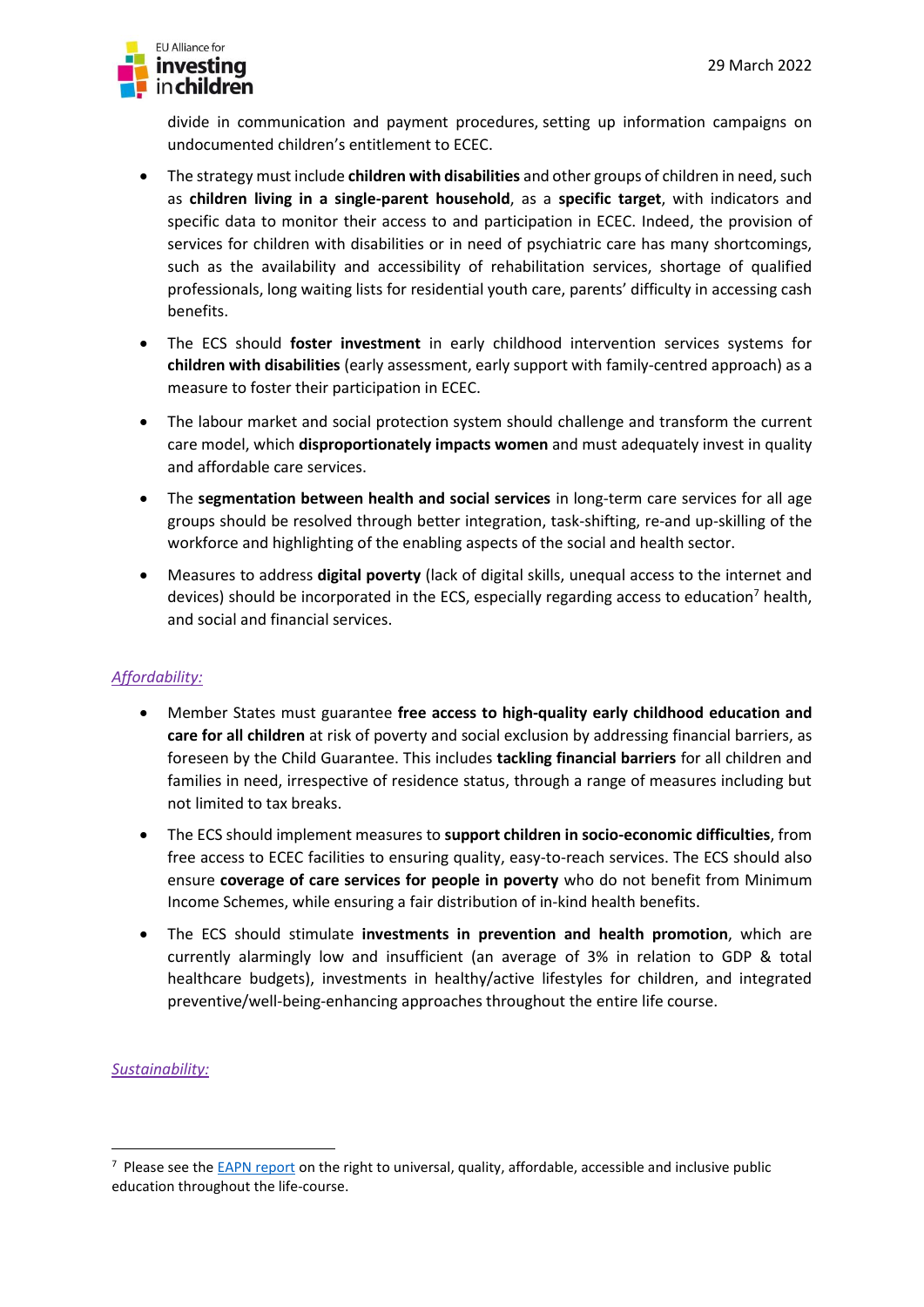divide in communication and payment procedures, setting up information campaigns on undocumented children's entitlement to ECEC.

- The strategy must include **children with disabilities** and other groups of children in need, such as **children living in a single-parent household**, as a **specific target**, with indicators and specific data to monitor their access to and participation in ECEC. Indeed, the provision of services for children with disabilities or in need of psychiatric care has many shortcomings, such as the availability and accessibility of rehabilitation services, shortage of qualified professionals, long waiting lists for residential youth care, parents' difficulty in accessing cash benefits.
- The ECS should **foster investment** in early childhood intervention services systems for **children with disabilities** (early assessment, early support with family-centred approach) as a measure to foster their participation in ECEC.
- The labour market and social protection system should challenge and transform the current care model, which **disproportionately impacts women** and must adequately invest in quality and affordable care services.
- The **segmentation between health and social services** in long-term care services for all age groups should be resolved through better integration, task-shifting, re-and up-skilling of the workforce and highlighting of the enabling aspects of the social and health sector.
- Measures to address **digital poverty** (lack of digital skills, unequal access to the internet and devices) should be incorporated in the ECS, especially regarding access to education[7] health, and social and financial services.

*Affordability:*

- Member States must guarantee **free access to high-quality early childhood education and care for all children** at risk of poverty and social exclusion by addressing financial barriers, as foreseen by the Child Guarantee. This includes **tackling financial barriers** for all children and families in need, irrespective of residence status, through a range of measures including but not limited to tax breaks.
- The ECS should implement measures to **support children in socio-economic difficulties**, from free access to ECEC facilities to ensuring quality, easy-to-reach services. The ECS should also ensure **coverage of care services for people in poverty** who do not benefit from Minimum Income Schemes, while ensuring a fair distribution of in-kind health benefits.
- The ECS should stimulate **investments in prevention and health promotion**, which are currently alarmingly low and insufficient (an average of 3% in relation to GDP & total healthcare budgets), investments in healthy/active lifestyles for children, and integrated preventive/well-being-enhancing approaches throughout the entire life course.

*Sustainability:*

[7] Please see the EAPN report on the right to universal, quality, affordable, accessible and inclusive public education throughout the life-course.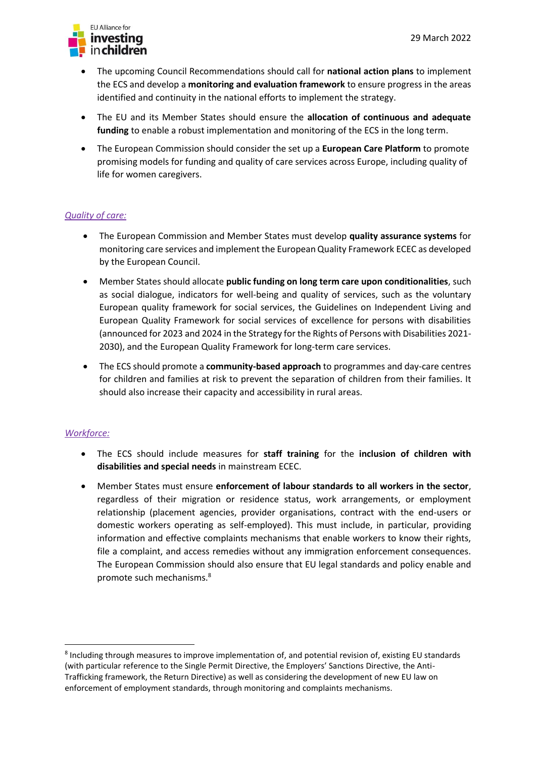- The upcoming Council Recommendations should call for **national action plans** to implement the ECS and develop a **monitoring and evaluation framework** to ensure progress in the areas identified and continuity in the national efforts to implement the strategy.
- The EU and its Member States should ensure the **allocation of continuous and adequate funding** to enable a robust implementation and monitoring of the ECS in the long term.
- The European Commission should consider the set up a **European Care Platform** to promote promising models for funding and quality of care services across Europe, including quality of life for women caregivers.

*Quality of care:*

- The European Commission and Member States must develop **quality assurance systems** for monitoring care services and implement the European Quality Framework ECEC as developed by the European Council.
- Member States should allocate **public funding on long term care upon conditionalities**, such as social dialogue, indicators for well-being and quality of services, such as the voluntary European quality framework for social services, the Guidelines on Independent Living and European Quality Framework for social services of excellence for persons with disabilities (announced for 2023 and 2024 in the Strategy for the Rights of Persons with Disabilities 2021-2030), and the European Quality Framework for long-term care services.
- The ECS should promote a **community-based approach** to programmes and day-care centres for children and families at risk to prevent the separation of children from their families. It should also increase their capacity and accessibility in rural areas.

*Workforce:*

- The ECS should include measures for **staff training** for the **inclusion of children with disabilities and special needs** in mainstream ECEC.
- Member States must ensure **enforcement of labour standards to all workers in the sector**, regardless of their migration or residence status, work arrangements, or employment relationship (placement agencies, provider organisations, contract with the end-users or domestic workers operating as self-employed). This must include, in particular, providing information and effective complaints mechanisms that enable workers to know their rights, file a complaint, and access remedies without any immigration enforcement consequences. The European Commission should also ensure that EU legal standards and policy enable and promote such mechanisms.[8]

---

[8] Including through measures to improve implementation of, and potential revision of, existing EU standards (with particular reference to the Single Permit Directive, the Employers' Sanctions Directive, the Anti-Trafficking framework, the Return Directive) as well as considering the development of new EU law on enforcement of employment standards, through monitoring and complaints mechanisms.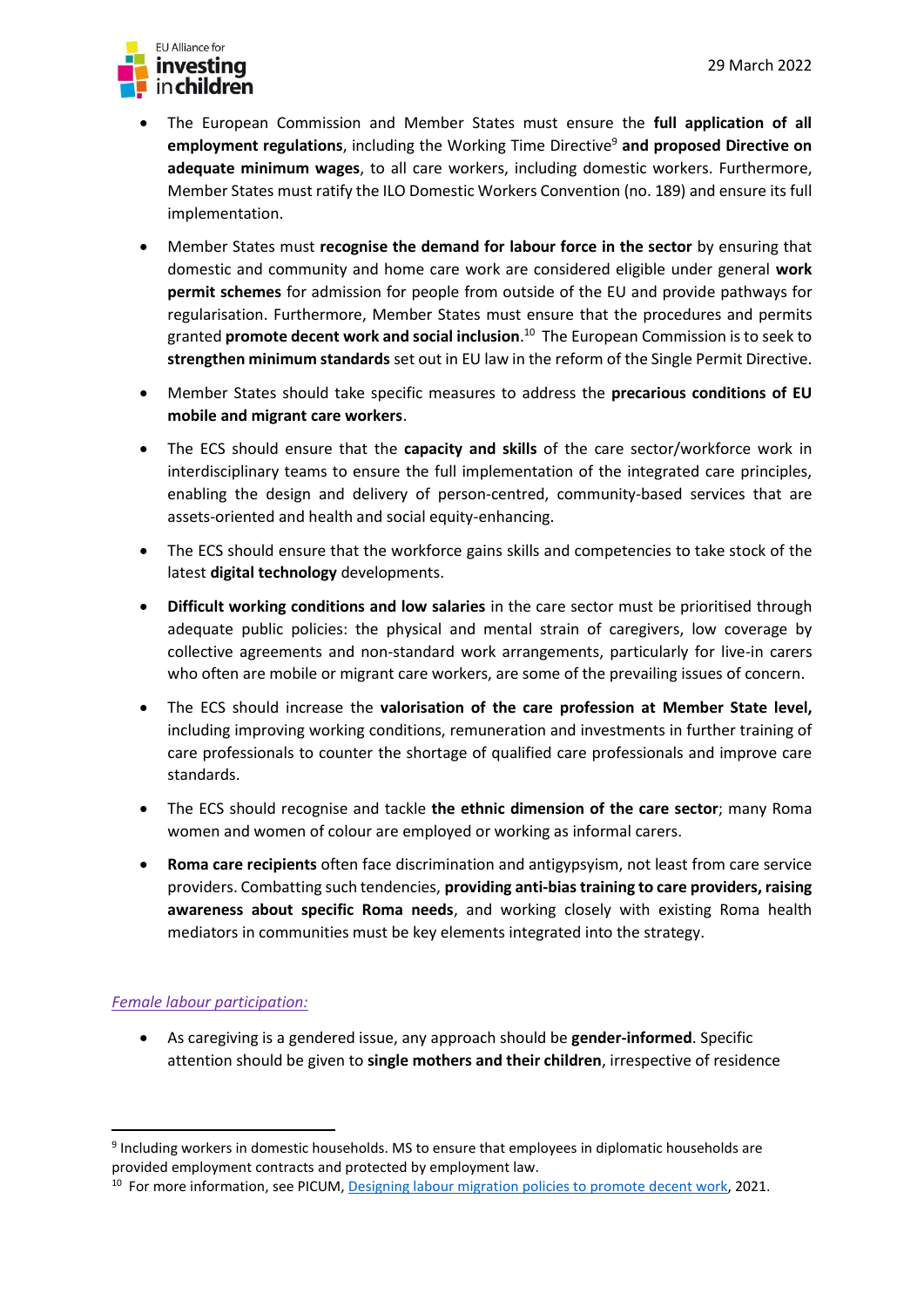- The European Commission and Member States must ensure the **full application of all employment regulations**, including the Working Time Directive[9] **and proposed Directive on adequate minimum wages**, to all care workers, including domestic workers. Furthermore, Member States must ratify the ILO Domestic Workers Convention (no. 189) and ensure its full implementation.
- Member States must **recognise the demand for labour force in the sector** by ensuring that domestic and community and home care work are considered eligible under general **work permit schemes** for admission for people from outside of the EU and provide pathways for regularisation. Furthermore, Member States must ensure that the procedures and permits granted **promote decent work and social inclusion**.[10] The European Commission is to seek to **strengthen minimum standards** set out in EU law in the reform of the Single Permit Directive.
- Member States should take specific measures to address the **precarious conditions of EU mobile and migrant care workers**.
- The ECS should ensure that the **capacity and skills** of the care sector/workforce work in interdisciplinary teams to ensure the full implementation of the integrated care principles, enabling the design and delivery of person-centred, community-based services that are assets-oriented and health and social equity-enhancing.
- The ECS should ensure that the workforce gains skills and competencies to take stock of the latest **digital technology** developments.
- **Difficult working conditions and low salaries** in the care sector must be prioritised through adequate public policies: the physical and mental strain of caregivers, low coverage by collective agreements and non-standard work arrangements, particularly for live-in carers who often are mobile or migrant care workers, are some of the prevailing issues of concern.
- The ECS should increase the **valorisation of the care profession at Member State level,** including improving working conditions, remuneration and investments in further training of care professionals to counter the shortage of qualified care professionals and improve care standards.
- The ECS should recognise and tackle **the ethnic dimension of the care sector**; many Roma women and women of colour are employed or working as informal carers.
- **Roma care recipients** often face discrimination and antigypsyism, not least from care service providers. Combatting such tendencies, **providing anti-bias training to care providers, raising awareness about specific Roma needs**, and working closely with existing Roma health mediators in communities must be key elements integrated into the strategy.

*Female labour participation:*

- As caregiving is a gendered issue, any approach should be **gender-informed**. Specific attention should be given to **single mothers and their children**, irrespective of residence

[9] Including workers in domestic households. MS to ensure that employees in diplomatic households are provided employment contracts and protected by employment law.

[10] For more information, see PICUM, Designing labour migration policies to promote decent work, 2021.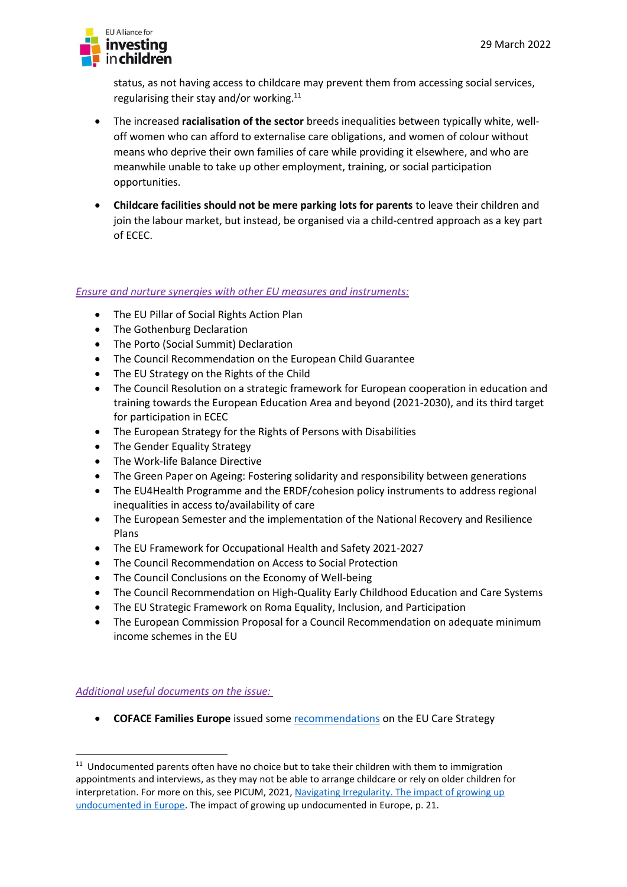status, as not having access to childcare may prevent them from accessing social services, regularising their stay and/or working.[11]

- The increased **racialisation of the sector** breeds inequalities between typically white, well-off women who can afford to externalise care obligations, and women of colour without means who deprive their own families of care while providing it elsewhere, and who are meanwhile unable to take up other employment, training, or social participation opportunities.
- **Childcare facilities should not be mere parking lots for parents** to leave their children and join the labour market, but instead, be organised via a child-centred approach as a key part of ECEC.

*Ensure and nurture synergies with other EU measures and instruments:*

- The EU Pillar of Social Rights Action Plan
- The Gothenburg Declaration
- The Porto (Social Summit) Declaration
- The Council Recommendation on the European Child Guarantee
- The EU Strategy on the Rights of the Child
- The Council Resolution on a strategic framework for European cooperation in education and training towards the European Education Area and beyond (2021-2030), and its third target for participation in ECEC
- The European Strategy for the Rights of Persons with Disabilities
- The Gender Equality Strategy
- The Work-life Balance Directive
- The Green Paper on Ageing: Fostering solidarity and responsibility between generations
- The EU4Health Programme and the ERDF/cohesion policy instruments to address regional inequalities in access to/availability of care
- The European Semester and the implementation of the National Recovery and Resilience Plans
- The EU Framework for Occupational Health and Safety 2021-2027
- The Council Recommendation on Access to Social Protection
- The Council Conclusions on the Economy of Well-being
- The Council Recommendation on High-Quality Early Childhood Education and Care Systems
- The EU Strategic Framework on Roma Equality, Inclusion, and Participation
- The European Commission Proposal for a Council Recommendation on adequate minimum income schemes in the EU

*Additional useful documents on the issue:*

- **COFACE Families Europe** issued some recommendations on the EU Care Strategy

[11] Undocumented parents often have no choice but to take their children with them to immigration appointments and interviews, as they may not be able to arrange childcare or rely on older children for interpretation. For more on this, see PICUM, 2021, Navigating Irregularity. The impact of growing up undocumented in Europe. The impact of growing up undocumented in Europe, p. 21.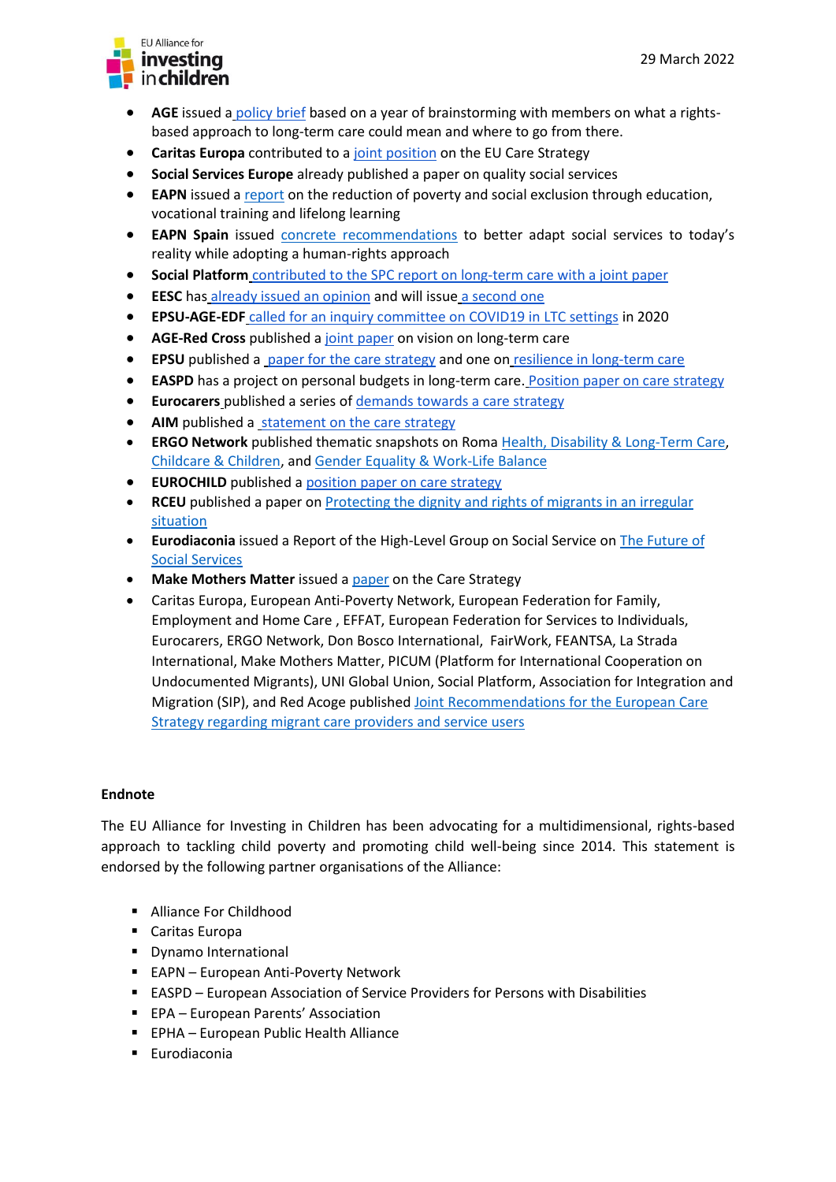- **AGE** issued a policy brief based on a year of brainstorming with members on what a rights-based approach to long-term care could mean and where to go from there.
- **Caritas Europa** contributed to a joint position on the EU Care Strategy
- **Social Services Europe** already published a paper on quality social services
- **EAPN** issued a report on the reduction of poverty and social exclusion through education, vocational training and lifelong learning
- **EAPN Spain** issued concrete recommendations to better adapt social services to today's reality while adopting a human-rights approach
- **Social Platform** contributed to the SPC report on long-term care with a joint paper
- **EESC** has already issued an opinion and will issue a second one
- **EPSU-AGE-EDF** called for an inquiry committee on COVID19 in LTC settings in 2020
- **AGE-Red Cross** published a joint paper on vision on long-term care
- **EPSU** published a paper for the care strategy and one on resilience in long-term care
- **EASPD** has a project on personal budgets in long-term care. Position paper on care strategy
- **Eurocarers** published a series of demands towards a care strategy
- **AIM** published a statement on the care strategy
- **ERGO Network** published thematic snapshots on Roma Health, Disability & Long-Term Care, Childcare & Children, and Gender Equality & Work-Life Balance
- **EUROCHILD** published a position paper on care strategy
- **RCEU** published a paper on Protecting the dignity and rights of migrants in an irregular situation
- **Eurodiaconia** issued a Report of the High-Level Group on Social Service on The Future of Social Services
- **Make Mothers Matter** issued a paper on the Care Strategy
- Caritas Europa, European Anti-Poverty Network, European Federation for Family, Employment and Home Care , EFFAT, European Federation for Services to Individuals, Eurocarers, ERGO Network, Don Bosco International, FairWork, FEANTSA, La Strada International, Make Mothers Matter, PICUM (Platform for International Cooperation on Undocumented Migrants), UNI Global Union, Social Platform, Association for Integration and Migration (SIP), and Red Acoge published Joint Recommendations for the European Care Strategy regarding migrant care providers and service users

**Endnote**

The EU Alliance for Investing in Children has been advocating for a multidimensional, rights-based approach to tackling child poverty and promoting child well-being since 2014. This statement is endorsed by the following partner organisations of the Alliance:

- Alliance For Childhood
- Caritas Europa
- Dynamo International
- EAPN – European Anti-Poverty Network
- EASPD – European Association of Service Providers for Persons with Disabilities
- EPA – European Parents' Association
- EPHA – European Public Health Alliance
- Eurodiaconia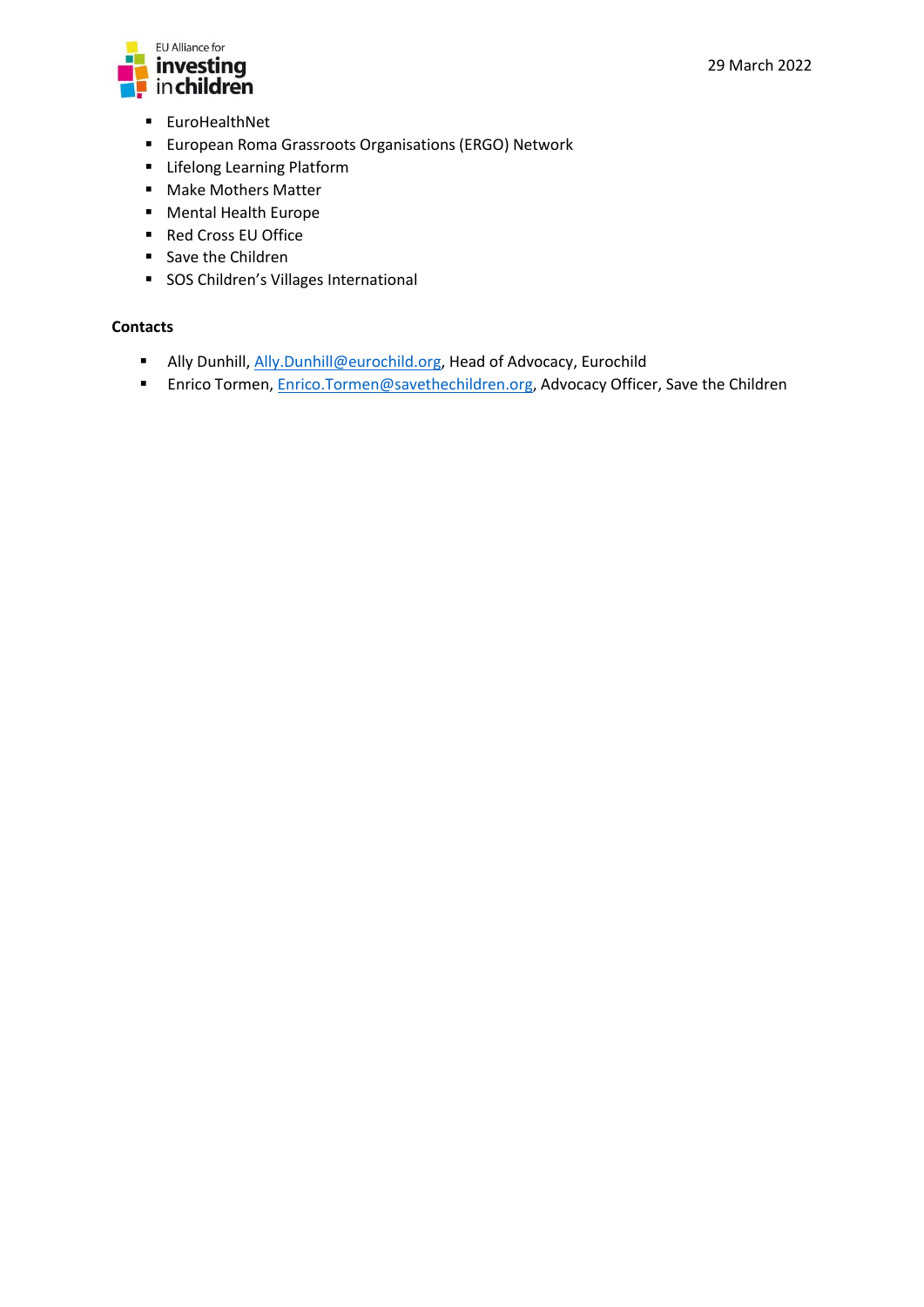- EuroHealthNet
- European Roma Grassroots Organisations (ERGO) Network
- Lifelong Learning Platform
- Make Mothers Matter
- Mental Health Europe
- Red Cross EU Office
- Save the Children
- SOS Children's Villages International

**Contacts**

- Ally Dunhill, Ally.Dunhill@eurochild.org, Head of Advocacy, Eurochild
- Enrico Tormen, Enrico.Tormen@savethechildren.org, Advocacy Officer, Save the Children